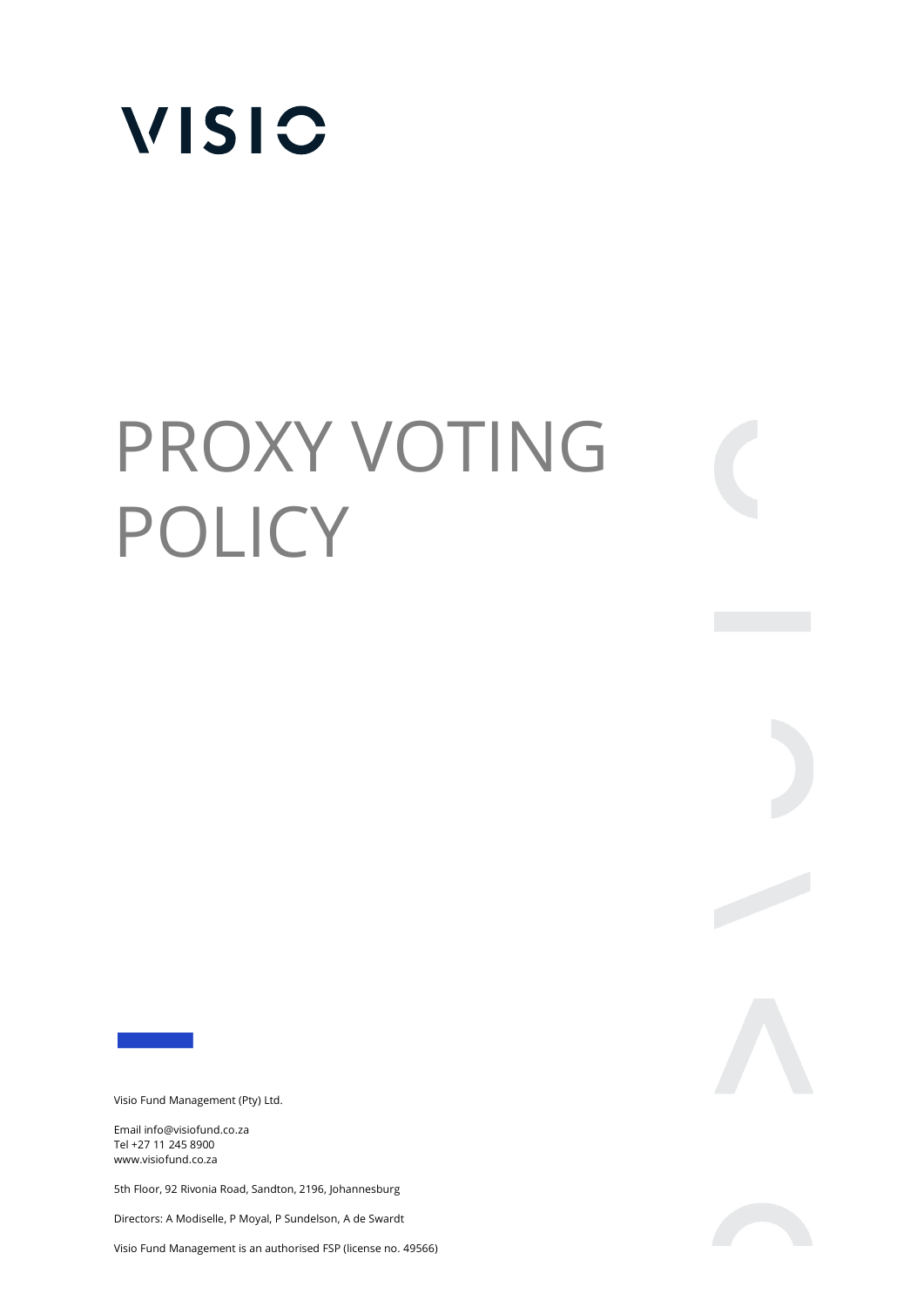VISIO

# PROXY VOTING POLICY

Visio Fund Management (Pty) Ltd.

Email info@visiofund.co.za
Tel +27 11 245 8900
www.visiofund.co.za

5th Floor, 92 Rivonia Road, Sandton, 2196, Johannesburg

Directors: A Modiselle, P Moyal, P Sundelson, A de Swardt

Visio Fund Management is an authorised FSP (license no. 49566)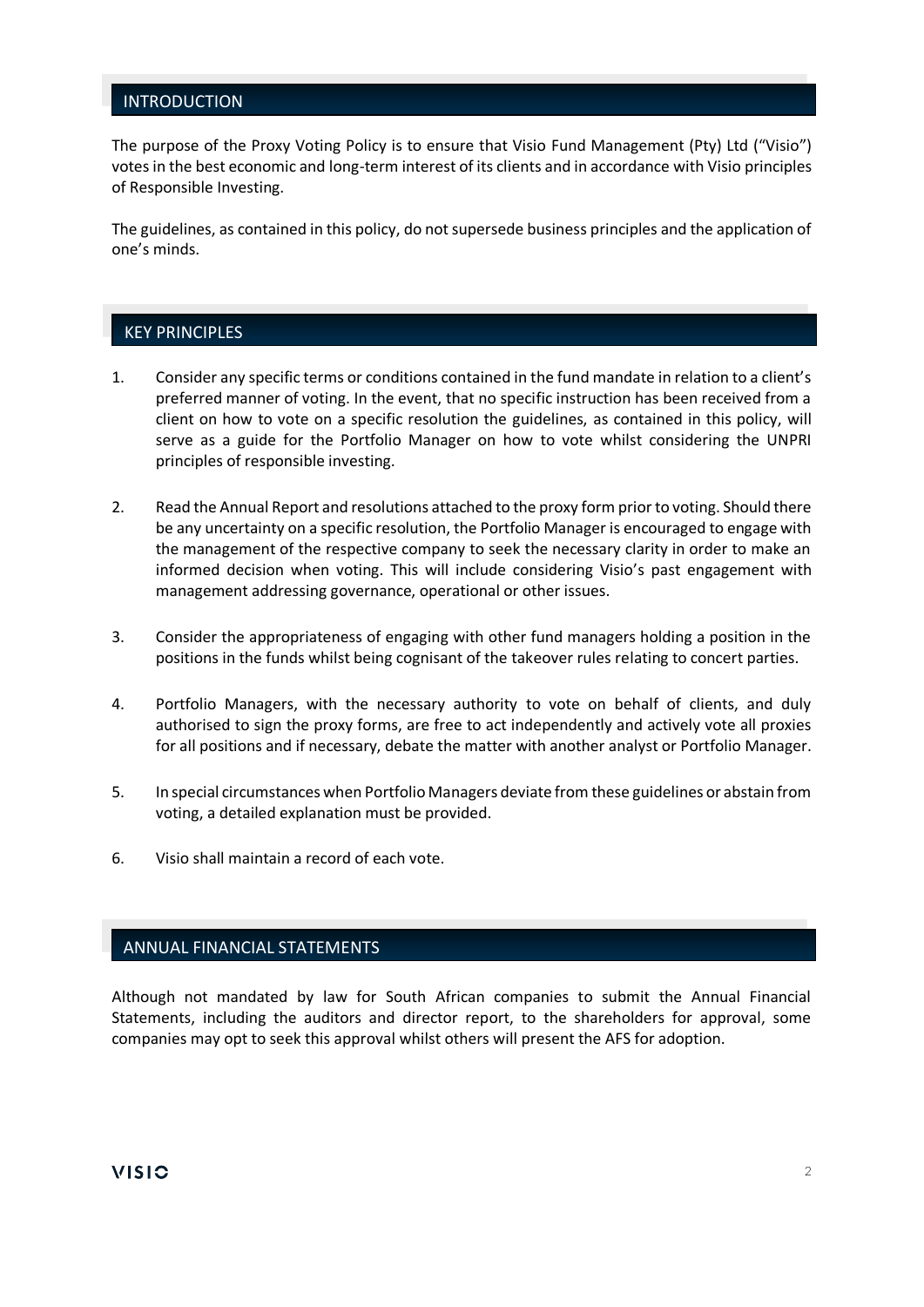## INTRODUCTION

The purpose of the Proxy Voting Policy is to ensure that Visio Fund Management (Pty) Ltd ("Visio") votes in the best economic and long-term interest of its clients and in accordance with Visio principles of Responsible Investing.

The guidelines, as contained in this policy, do not supersede business principles and the application of one's minds.

## KEY PRINCIPLES

1. Consider any specific terms or conditions contained in the fund mandate in relation to a client's preferred manner of voting. In the event, that no specific instruction has been received from a client on how to vote on a specific resolution the guidelines, as contained in this policy, will serve as a guide for the Portfolio Manager on how to vote whilst considering the UNPRI principles of responsible investing.

2. Read the Annual Report and resolutions attached to the proxy form prior to voting. Should there be any uncertainty on a specific resolution, the Portfolio Manager is encouraged to engage with the management of the respective company to seek the necessary clarity in order to make an informed decision when voting. This will include considering Visio's past engagement with management addressing governance, operational or other issues.

3. Consider the appropriateness of engaging with other fund managers holding a position in the positions in the funds whilst being cognisant of the takeover rules relating to concert parties.

4. Portfolio Managers, with the necessary authority to vote on behalf of clients, and duly authorised to sign the proxy forms, are free to act independently and actively vote all proxies for all positions and if necessary, debate the matter with another analyst or Portfolio Manager.

5. In special circumstances when Portfolio Managers deviate from these guidelines or abstain from voting, a detailed explanation must be provided.

6. Visio shall maintain a record of each vote.

## ANNUAL FINANCIAL STATEMENTS

Although not mandated by law for South African companies to submit the Annual Financial Statements, including the auditors and director report, to the shareholders for approval, some companies may opt to seek this approval whilst others will present the AFS for adoption.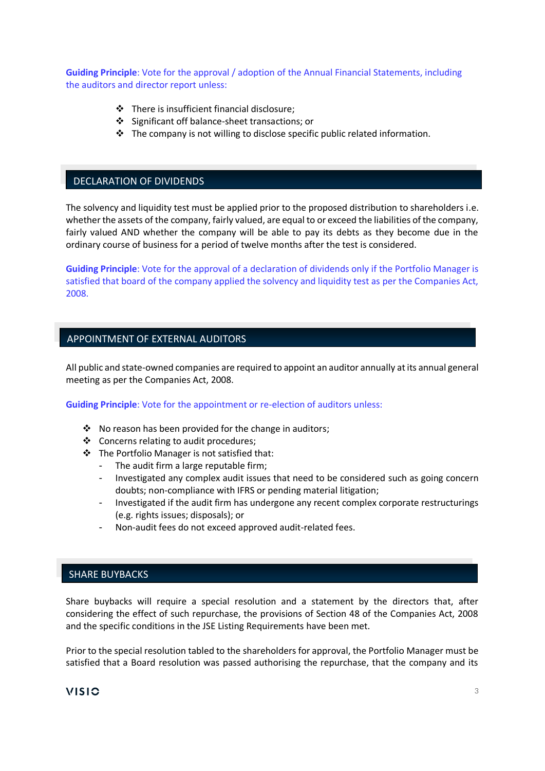**Guiding Principle**: Vote for the approval / adoption of the Annual Financial Statements, including the auditors and director report unless:

- There is insufficient financial disclosure;
- Significant off balance-sheet transactions; or
- The company is not willing to disclose specific public related information.

## DECLARATION OF DIVIDENDS

The solvency and liquidity test must be applied prior to the proposed distribution to shareholders i.e. whether the assets of the company, fairly valued, are equal to or exceed the liabilities of the company, fairly valued AND whether the company will be able to pay its debts as they become due in the ordinary course of business for a period of twelve months after the test is considered.

**Guiding Principle**: Vote for the approval of a declaration of dividends only if the Portfolio Manager is satisfied that board of the company applied the solvency and liquidity test as per the Companies Act, 2008.

## APPOINTMENT OF EXTERNAL AUDITORS

All public and state-owned companies are required to appoint an auditor annually at its annual general meeting as per the Companies Act, 2008.

**Guiding Principle**: Vote for the appointment or re-election of auditors unless:

- No reason has been provided for the change in auditors;
- Concerns relating to audit procedures;
- The Portfolio Manager is not satisfied that:
  - The audit firm a large reputable firm;
  - Investigated any complex audit issues that need to be considered such as going concern doubts; non-compliance with IFRS or pending material litigation;
  - Investigated if the audit firm has undergone any recent complex corporate restructurings (e.g. rights issues; disposals); or
  - Non-audit fees do not exceed approved audit-related fees.

## SHARE BUYBACKS

Share buybacks will require a special resolution and a statement by the directors that, after considering the effect of such repurchase, the provisions of Section 48 of the Companies Act, 2008 and the specific conditions in the JSE Listing Requirements have been met.

Prior to the special resolution tabled to the shareholders for approval, the Portfolio Manager must be satisfied that a Board resolution was passed authorising the repurchase, that the company and its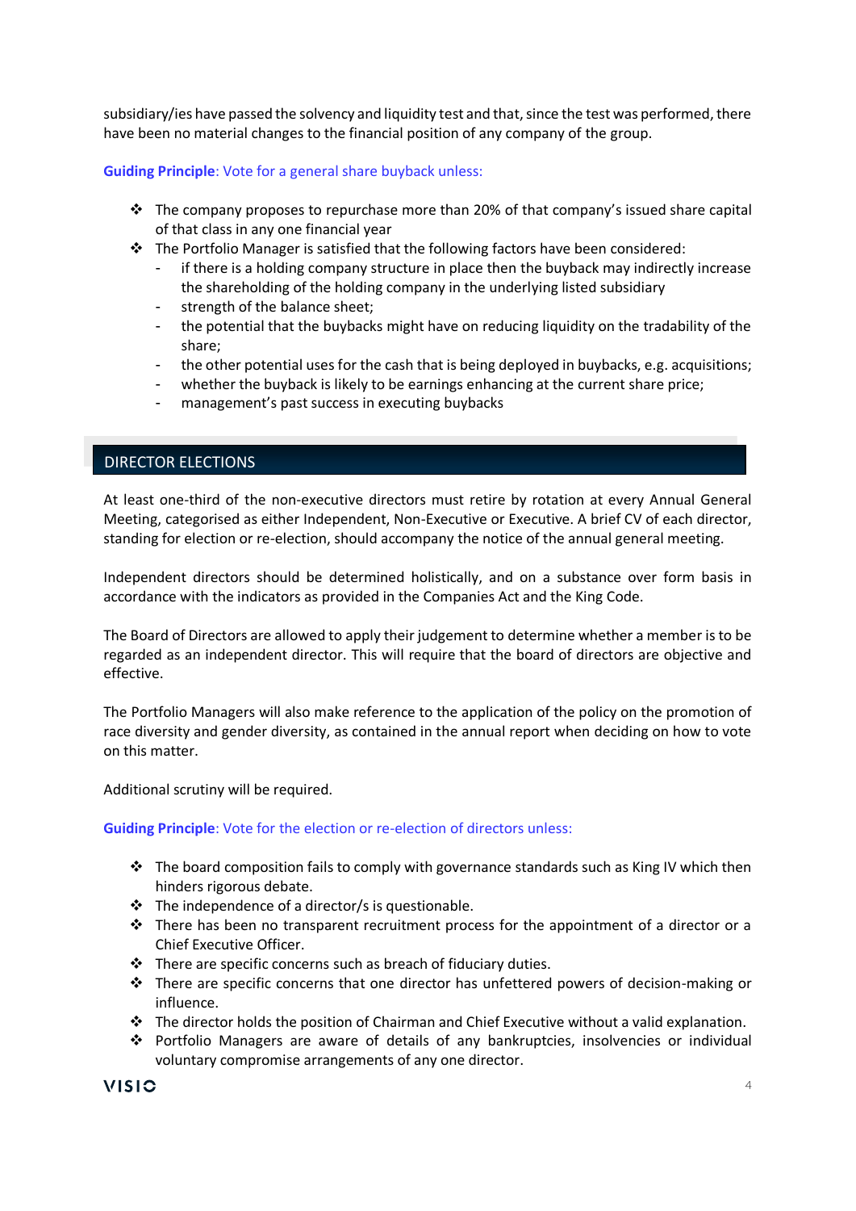subsidiary/ies have passed the solvency and liquidity test and that, since the test was performed, there have been no material changes to the financial position of any company of the group.

**Guiding Principle**: Vote for a general share buyback unless:

- The company proposes to repurchase more than 20% of that company's issued share capital of that class in any one financial year
- The Portfolio Manager is satisfied that the following factors have been considered:
  - if there is a holding company structure in place then the buyback may indirectly increase the shareholding of the holding company in the underlying listed subsidiary
  - strength of the balance sheet;
  - the potential that the buybacks might have on reducing liquidity on the tradability of the share;
  - the other potential uses for the cash that is being deployed in buybacks, e.g. acquisitions;
  - whether the buyback is likely to be earnings enhancing at the current share price;
  - management's past success in executing buybacks

## DIRECTOR ELECTIONS

At least one-third of the non-executive directors must retire by rotation at every Annual General Meeting, categorised as either Independent, Non-Executive or Executive. A brief CV of each director, standing for election or re-election, should accompany the notice of the annual general meeting.

Independent directors should be determined holistically, and on a substance over form basis in accordance with the indicators as provided in the Companies Act and the King Code.

The Board of Directors are allowed to apply their judgement to determine whether a member is to be regarded as an independent director. This will require that the board of directors are objective and effective.

The Portfolio Managers will also make reference to the application of the policy on the promotion of race diversity and gender diversity, as contained in the annual report when deciding on how to vote on this matter.

Additional scrutiny will be required.

**Guiding Principle**: Vote for the election or re-election of directors unless:

- The board composition fails to comply with governance standards such as King IV which then hinders rigorous debate.
- The independence of a director/s is questionable.
- There has been no transparent recruitment process for the appointment of a director or a Chief Executive Officer.
- There are specific concerns such as breach of fiduciary duties.
- There are specific concerns that one director has unfettered powers of decision-making or influence.
- The director holds the position of Chairman and Chief Executive without a valid explanation.
- Portfolio Managers are aware of details of any bankruptcies, insolvencies or individual voluntary compromise arrangements of any one director.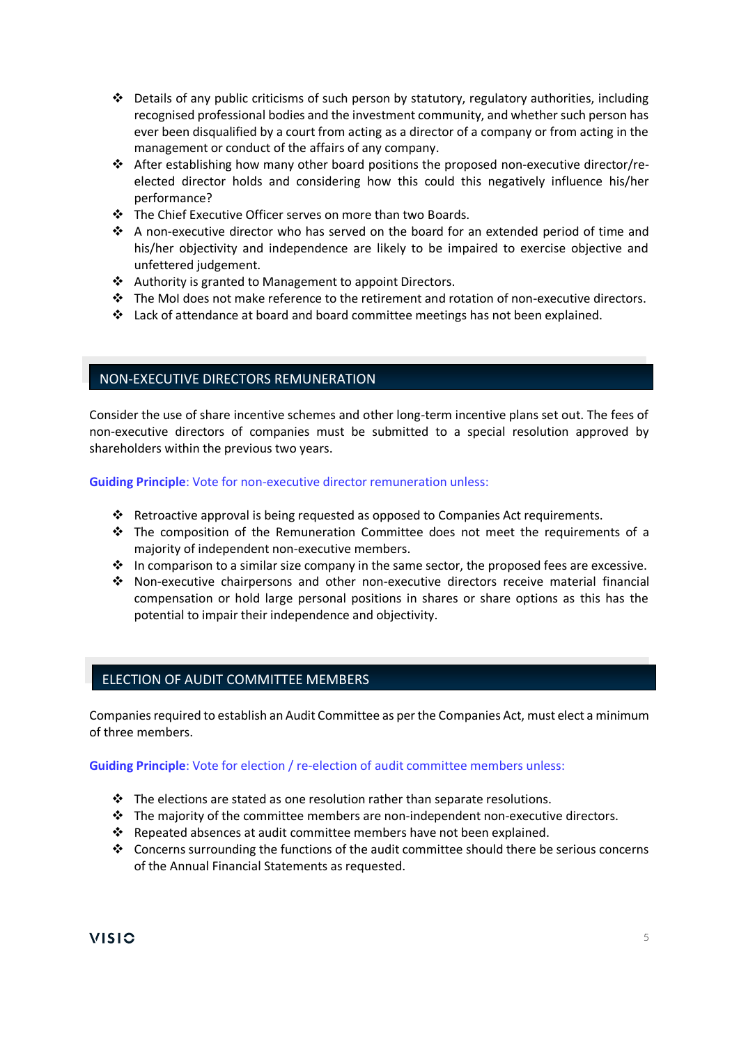- Details of any public criticisms of such person by statutory, regulatory authorities, including recognised professional bodies and the investment community, and whether such person has ever been disqualified by a court from acting as a director of a company or from acting in the management or conduct of the affairs of any company.
- After establishing how many other board positions the proposed non-executive director/re-elected director holds and considering how this could this negatively influence his/her performance?
- The Chief Executive Officer serves on more than two Boards.
- A non-executive director who has served on the board for an extended period of time and his/her objectivity and independence are likely to be impaired to exercise objective and unfettered judgement.
- Authority is granted to Management to appoint Directors.
- The MoI does not make reference to the retirement and rotation of non-executive directors.
- Lack of attendance at board and board committee meetings has not been explained.

## NON-EXECUTIVE DIRECTORS REMUNERATION

Consider the use of share incentive schemes and other long-term incentive plans set out. The fees of non-executive directors of companies must be submitted to a special resolution approved by shareholders within the previous two years.

**Guiding Principle**: Vote for non-executive director remuneration unless:

- Retroactive approval is being requested as opposed to Companies Act requirements.
- The composition of the Remuneration Committee does not meet the requirements of a majority of independent non-executive members.
- In comparison to a similar size company in the same sector, the proposed fees are excessive.
- Non-executive chairpersons and other non-executive directors receive material financial compensation or hold large personal positions in shares or share options as this has the potential to impair their independence and objectivity.

## ELECTION OF AUDIT COMMITTEE MEMBERS

Companies required to establish an Audit Committee as per the Companies Act, must elect a minimum of three members.

**Guiding Principle**: Vote for election / re-election of audit committee members unless:

- The elections are stated as one resolution rather than separate resolutions.
- The majority of the committee members are non-independent non-executive directors.
- Repeated absences at audit committee members have not been explained.
- Concerns surrounding the functions of the audit committee should there be serious concerns of the Annual Financial Statements as requested.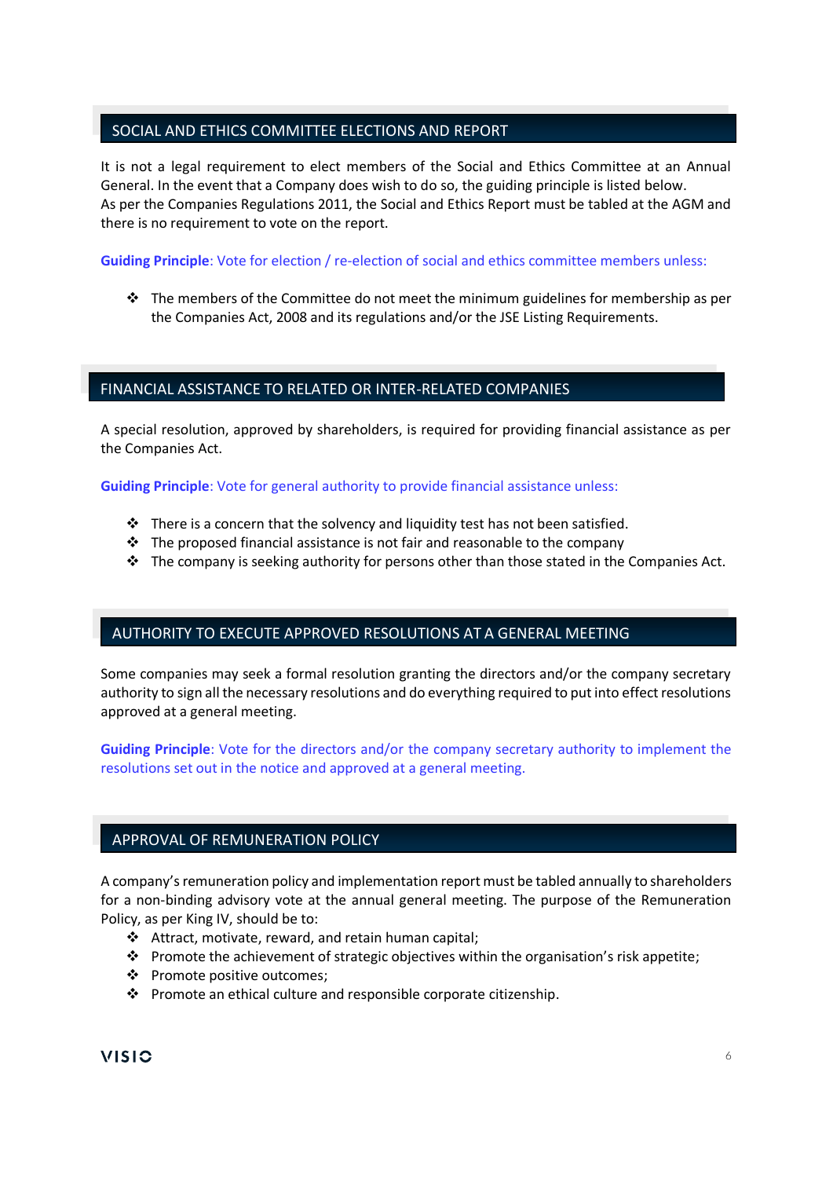## SOCIAL AND ETHICS COMMITTEE ELECTIONS AND REPORT

It is not a legal requirement to elect members of the Social and Ethics Committee at an Annual General. In the event that a Company does wish to do so, the guiding principle is listed below.
As per the Companies Regulations 2011, the Social and Ethics Report must be tabled at the AGM and there is no requirement to vote on the report.

**Guiding Principle**: Vote for election / re-election of social and ethics committee members unless:

- The members of the Committee do not meet the minimum guidelines for membership as per the Companies Act, 2008 and its regulations and/or the JSE Listing Requirements.

## FINANCIAL ASSISTANCE TO RELATED OR INTER-RELATED COMPANIES

A special resolution, approved by shareholders, is required for providing financial assistance as per the Companies Act.

**Guiding Principle**: Vote for general authority to provide financial assistance unless:

- There is a concern that the solvency and liquidity test has not been satisfied.
- The proposed financial assistance is not fair and reasonable to the company
- The company is seeking authority for persons other than those stated in the Companies Act.

## AUTHORITY TO EXECUTE APPROVED RESOLUTIONS AT A GENERAL MEETING

Some companies may seek a formal resolution granting the directors and/or the company secretary authority to sign all the necessary resolutions and do everything required to put into effect resolutions approved at a general meeting.

**Guiding Principle**: Vote for the directors and/or the company secretary authority to implement the resolutions set out in the notice and approved at a general meeting.

## APPROVAL OF REMUNERATION POLICY

A company's remuneration policy and implementation report must be tabled annually to shareholders for a non-binding advisory vote at the annual general meeting. The purpose of the Remuneration Policy, as per King IV, should be to:

- Attract, motivate, reward, and retain human capital;
- Promote the achievement of strategic objectives within the organisation's risk appetite;
- Promote positive outcomes;
- Promote an ethical culture and responsible corporate citizenship.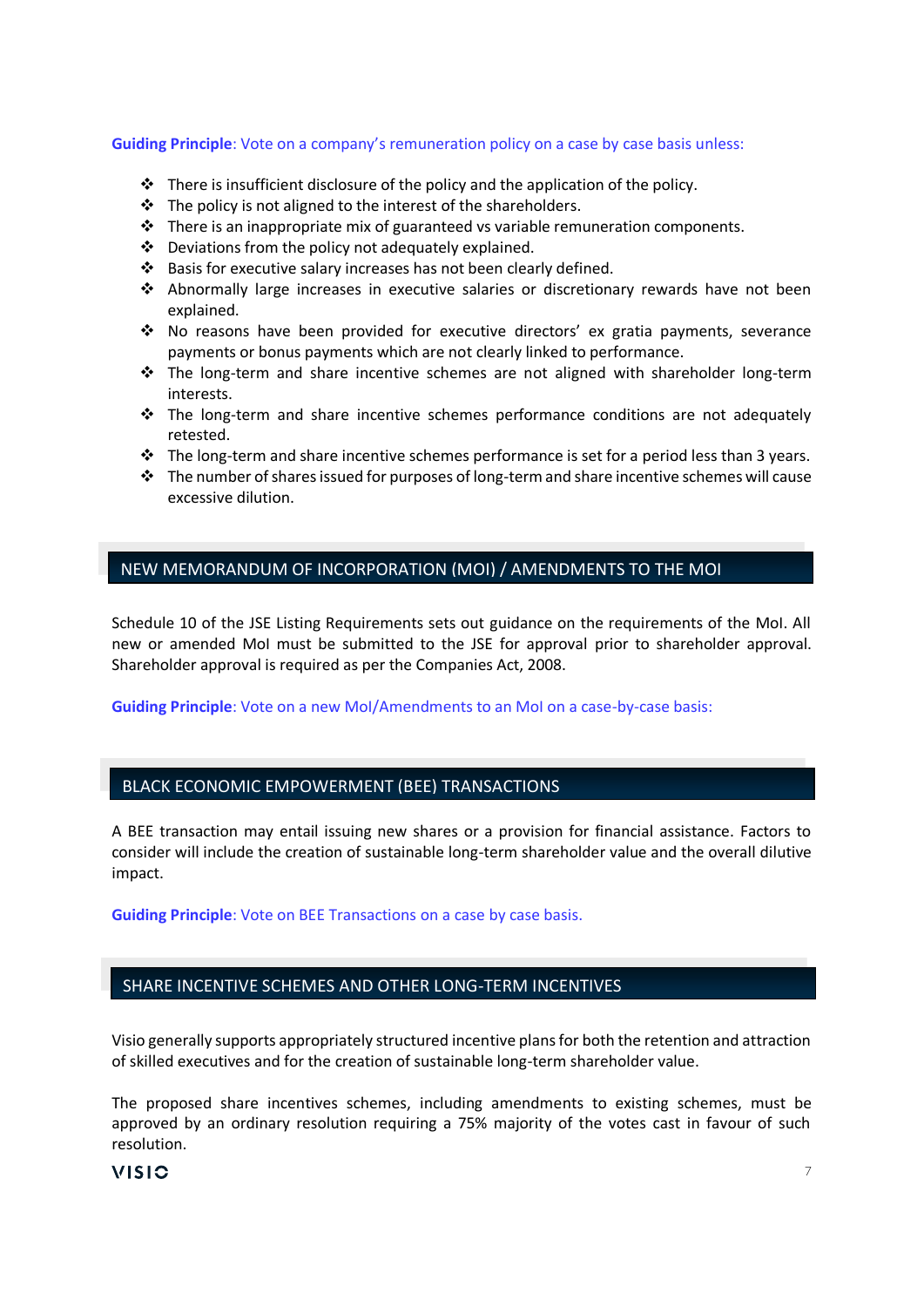**Guiding Principle**: Vote on a company's remuneration policy on a case by case basis unless:

- There is insufficient disclosure of the policy and the application of the policy.
- The policy is not aligned to the interest of the shareholders.
- There is an inappropriate mix of guaranteed vs variable remuneration components.
- Deviations from the policy not adequately explained.
- Basis for executive salary increases has not been clearly defined.
- Abnormally large increases in executive salaries or discretionary rewards have not been explained.
- No reasons have been provided for executive directors' ex gratia payments, severance payments or bonus payments which are not clearly linked to performance.
- The long-term and share incentive schemes are not aligned with shareholder long-term interests.
- The long-term and share incentive schemes performance conditions are not adequately retested.
- The long-term and share incentive schemes performance is set for a period less than 3 years.
- The number of shares issued for purposes of long-term and share incentive schemes will cause excessive dilution.

## NEW MEMORANDUM OF INCORPORATION (MOI) / AMENDMENTS TO THE MOI

Schedule 10 of the JSE Listing Requirements sets out guidance on the requirements of the MoI. All new or amended MoI must be submitted to the JSE for approval prior to shareholder approval. Shareholder approval is required as per the Companies Act, 2008.

**Guiding Principle**: Vote on a new MoI/Amendments to an MoI on a case-by-case basis:

## BLACK ECONOMIC EMPOWERMENT (BEE) TRANSACTIONS

A BEE transaction may entail issuing new shares or a provision for financial assistance. Factors to consider will include the creation of sustainable long-term shareholder value and the overall dilutive impact.

**Guiding Principle**: Vote on BEE Transactions on a case by case basis.

## SHARE INCENTIVE SCHEMES AND OTHER LONG-TERM INCENTIVES

Visio generally supports appropriately structured incentive plans for both the retention and attraction of skilled executives and for the creation of sustainable long-term shareholder value.

The proposed share incentives schemes, including amendments to existing schemes, must be approved by an ordinary resolution requiring a 75% majority of the votes cast in favour of such resolution.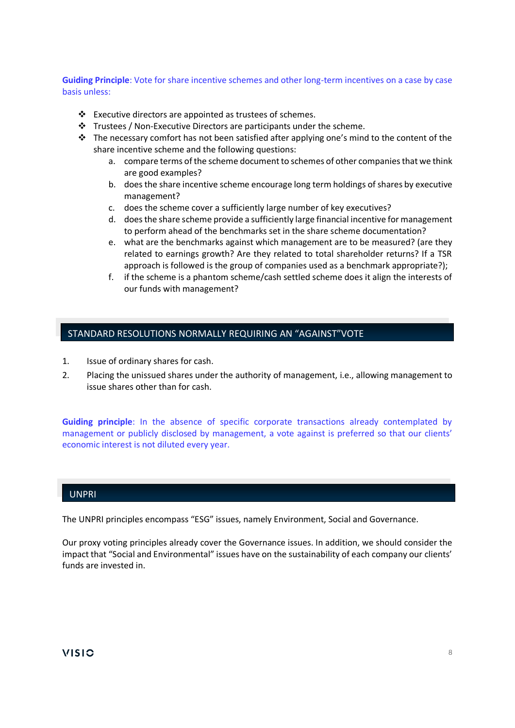**Guiding Principle**: Vote for share incentive schemes and other long-term incentives on a case by case basis unless:

- Executive directors are appointed as trustees of schemes.
- Trustees / Non-Executive Directors are participants under the scheme.
- The necessary comfort has not been satisfied after applying one's mind to the content of the share incentive scheme and the following questions:
  a. compare terms of the scheme document to schemes of other companies that we think are good examples?
  b. does the share incentive scheme encourage long term holdings of shares by executive management?
  c. does the scheme cover a sufficiently large number of key executives?
  d. does the share scheme provide a sufficiently large financial incentive for management to perform ahead of the benchmarks set in the share scheme documentation?
  e. what are the benchmarks against which management are to be measured? (are they related to earnings growth? Are they related to total shareholder returns? If a TSR approach is followed is the group of companies used as a benchmark appropriate?);
  f. if the scheme is a phantom scheme/cash settled scheme does it align the interests of our funds with management?

## STANDARD RESOLUTIONS NORMALLY REQUIRING AN "AGAINST"VOTE

1. Issue of ordinary shares for cash.
2. Placing the unissued shares under the authority of management, i.e., allowing management to issue shares other than for cash.

**Guiding principle**: In the absence of specific corporate transactions already contemplated by management or publicly disclosed by management, a vote against is preferred so that our clients' economic interest is not diluted every year.

## UNPRI

The UNPRI principles encompass "ESG" issues, namely Environment, Social and Governance.

Our proxy voting principles already cover the Governance issues. In addition, we should consider the impact that "Social and Environmental" issues have on the sustainability of each company our clients' funds are invested in.